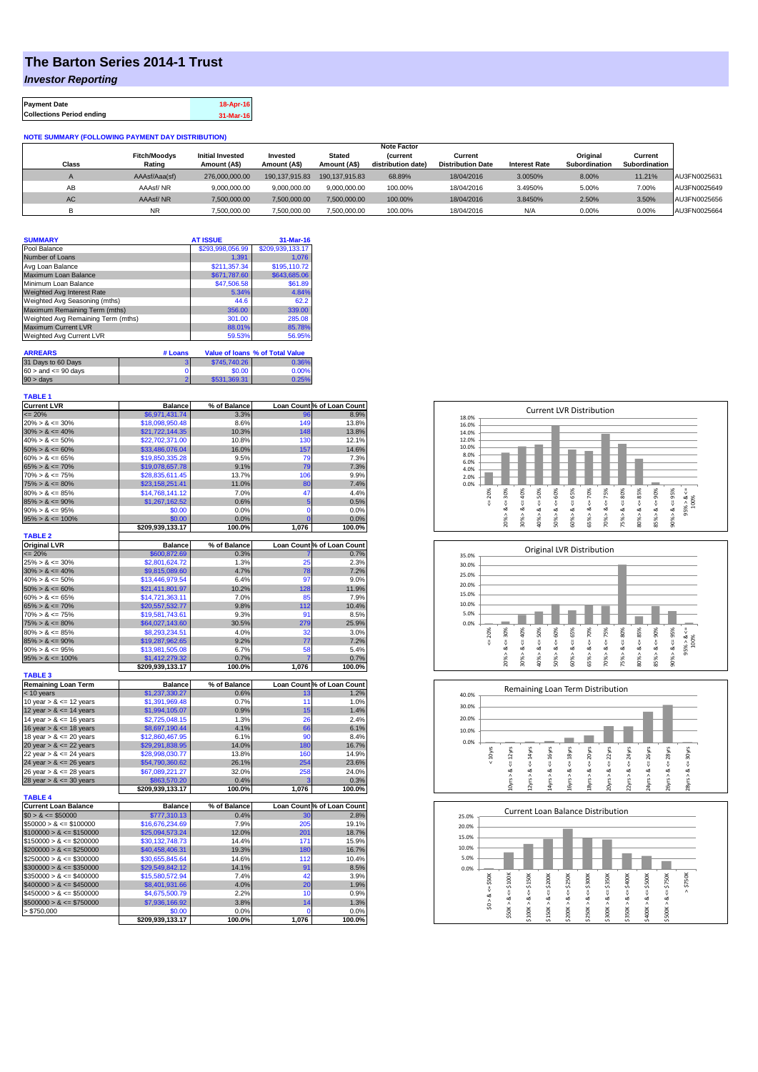# The Barton Series 2014-1 Trust

## *Investor Reporting*

| Payment Date | 18-Apr-16 |
|---|---|
| Collections Period ending | 31-Mar-16 |

**NOTE SUMMARY (FOLLOWING PAYMENT DAY DISTRIBUTION)**

| Class | Fitch/Moodys Rating | Initial Invested Amount (A$) | Invested Amount (A$) | Stated Amount (A$) | Note Factor (current distribution date) | Current Distribution Date | Interest Rate | Original Subordination | Current Subordination | |
|---|---|---|---|---|---|---|---|---|---|---|
| A | AAAsf/Aaa(sf) | 276,000,000.00 | 190,137,915.83 | 190,137,915.83 | 68.89% | 18/04/2016 | 3.0050% | 8.00% | 11.21% | AU3FN0025631 |
| AB | AAAsf/ NR | 9,000,000.00 | 9,000,000.00 | 9,000,000.00 | 100.00% | 18/04/2016 | 3.4950% | 5.00% | 7.00% | AU3FN0025649 |
| AC | AAAsf/ NR | 7,500,000.00 | 7,500,000.00 | 7,500,000.00 | 100.00% | 18/04/2016 | 3.8450% | 2.50% | 3.50% | AU3FN0025656 |
| B | NR | 7,500,000.00 | 7,500,000.00 | 7,500,000.00 | 100.00% | 18/04/2016 | N/A | 0.00% | 0.00% | AU3FN0025664 |

| SUMMARY | AT ISSUE | 31-Mar-16 |
|---|---|---|
| Pool Balance | $293,998,056.99 | $209,939,133.17 |
| Number of Loans | 1,391 | 1,076 |
| Avg Loan Balance | $211,357.34 | $195,110.72 |
| Maximum Loan Balance | $671,787.60 | $643,685.06 |
| Minimum Loan Balance | $47,506.58 | $61.89 |
| Weighted Avg Interest Rate | 5.34% | 4.84% |
| Weighted Avg Seasoning (mths) | 44.6 | 62.2 |
| Maximum Remaining Term (mths) | 356.00 | 339.00 |
| Weighted Avg Remaining Term (mths) | 301.00 | 285.08 |
| Maximum Current LVR | 88.01% | 85.78% |
| Weighted Avg Current LVR | 59.53% | 56.95% |

| ARREARS | # Loans | Value of loans | % of Total Value |
|---|---|---|---|
| 31 Days to 60 Days | 3 | $745,740.26 | 0.36% |
| 60 > and <= 90 days | 0 | $0.00 | 0.00% |
| 90 > days | 2 | $531,369.31 | 0.25% |

**TABLE 1**

| Current LVR | Balance | % of Balance | Loan Count | % of Loan Count |
|---|---|---|---|---|
| <= 20% | $6,971,431.74 | 3.3% | 96 | 8.9% |
| 20% > & <= 30% | $18,098,950.48 | 8.6% | 149 | 13.8% |
| 30% > & <= 40% | $21,722,144.35 | 10.3% | 148 | 13.8% |
| 40% > & <= 50% | $22,702,371.00 | 10.8% | 130 | 12.1% |
| 50% > & <= 60% | $33,486,076.04 | 16.0% | 157 | 14.6% |
| 60% > & <= 65% | $19,850,335.28 | 9.5% | 79 | 7.3% |
| 65% > & <= 70% | $19,078,657.78 | 9.1% | 79 | 7.3% |
| 70% > & <= 75% | $28,835,611.45 | 13.7% | 106 | 9.9% |
| 75% > & <= 80% | $23,158,251.41 | 11.0% | 80 | 7.4% |
| 80% > & <= 85% | $14,768,141.12 | 7.0% | 47 | 4.4% |
| 85% > & <= 90% | $1,267,162.52 | 0.6% | 5 | 0.5% |
| 90% > & <= 95% | $0.00 | 0.0% | 0 | 0.0% |
| 95% > & <= 100% | $0.00 | 0.0% | 0 | 0.0% |
| | $209,939,133.17 | 100.0% | 1,076 | 100.0% |

**TABLE 2**

| Original LVR | Balance | % of Balance | Loan Count | % of Loan Count |
|---|---|---|---|---|
| <= 20% | $600,872.69 | 0.3% | 7 | 0.7% |
| 25% > & <= 30% | $2,801,624.72 | 1.3% | 25 | 2.3% |
| 30% > & <= 40% | $9,815,089.60 | 4.7% | 78 | 7.2% |
| 40% > & <= 50% | $13,446,979.54 | 6.4% | 97 | 9.0% |
| 50% > & <= 60% | $21,411,801.97 | 10.2% | 128 | 11.9% |
| 60% > & <= 65% | $14,721,363.11 | 7.0% | 85 | 7.9% |
| 65% > & <= 70% | $20,557,532.77 | 9.8% | 112 | 10.4% |
| 70% > & <= 75% | $19,581,743.61 | 9.3% | 91 | 8.5% |
| 75% > & <= 80% | $64,027,143.60 | 30.5% | 279 | 25.9% |
| 80% > & <= 85% | $8,293,234.51 | 4.0% | 32 | 3.0% |
| 85% > & <= 90% | $19,287,962.65 | 9.2% | 77 | 7.2% |
| 90% > & <= 95% | $13,981,505.08 | 6.7% | 58 | 5.4% |
| 95% > & <= 100% | $1,412,279.32 | 0.7% | 7 | 0.7% |
| | $209,939,133.17 | 100.0% | 1,076 | 100.0% |

**TABLE 3**

| Remaining Loan Term | Balance | % of Balance | Loan Count | % of Loan Count |
|---|---|---|---|---|
| < 10 years | $1,237,330.27 | 0.6% | 13 | 1.2% |
| 10 year > & <= 12 years | $1,391,969.48 | 0.7% | 11 | 1.0% |
| 12 year > & <= 14 years | $1,994,105.07 | 0.9% | 15 | 1.4% |
| 14 year > & <= 16 years | $2,725,048.15 | 1.3% | 26 | 2.4% |
| 16 year > & <= 18 years | $8,697,190.44 | 4.1% | 66 | 6.1% |
| 18 year > & <= 20 years | $12,860,467.95 | 6.1% | 90 | 8.4% |
| 20 year > & <= 22 years | $29,291,838.95 | 14.0% | 180 | 16.7% |
| 22 year > & <= 24 years | $28,998,030.77 | 13.8% | 160 | 14.9% |
| 24 year > & <= 26 years | $54,790,360.62 | 26.1% | 254 | 23.6% |
| 26 year > & <= 28 years | $67,089,221.27 | 32.0% | 258 | 24.0% |
| 28 year > & <= 30 years | $863,570.20 | 0.4% | 3 | 0.3% |
| | $209,939,133.17 | 100.0% | 1,076 | 100.0% |

**TABLE 4**

| Current Loan Balance | Balance | % of Balance | Loan Count | % of Loan Count |
|---|---|---|---|---|
| $0 > & <= $50000 | $777,310.13 | 0.4% | 30 | 2.8% |
| $50000 > & <= $100000 | $16,676,234.69 | 7.9% | 205 | 19.1% |
| $100000 > & <= $150000 | $25,094,573.24 | 12.0% | 201 | 18.7% |
| $150000 > & <= $200000 | $30,132,748.73 | 14.4% | 171 | 15.9% |
| $200000 > & <= $250000 | $40,458,406.31 | 19.3% | 180 | 16.7% |
| $250000 > & <= $300000 | $30,655,845.64 | 14.6% | 112 | 10.4% |
| $300000 > & <= $350000 | $29,549,842.12 | 14.1% | 91 | 8.5% |
| $350000 > & <= $400000 | $15,580,572.94 | 7.4% | 42 | 3.9% |
| $400000 > & <= $450000 | $8,401,931.66 | 4.0% | 20 | 1.9% |
| $450000 > & <= $500000 | $4,675,500.79 | 2.2% | 10 | 0.9% |
| $500000 > & <= $750000 | $7,936,166.92 | 3.8% | 14 | 1.3% |
| > $750,000 | $0.00 | 0.0% | 0 | 0.0% |
| | $209,939,133.17 | 100.0% | 1,076 | 100.0% |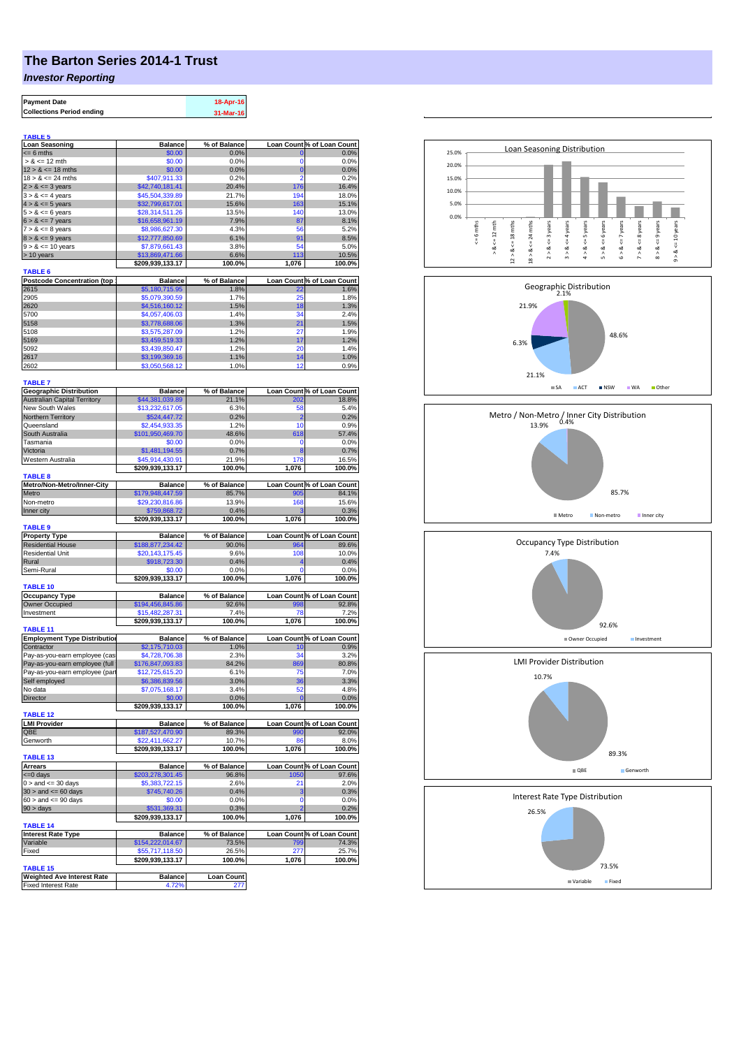# The Barton Series 2014-1 Trust

## *Investor Reporting*

| | |
|---|---|
| **Payment Date** | **18-Apr-16** |
| **Collections Period ending** | **31-Mar-16** |

**TABLE 5**

| Loan Seasoning | Balance | % of Balance | Loan Count | % of Loan Count |
|---|---|---|---|---|
| <= 6 mths | $0.00 | 0.0% | 0 | 0.0% |
| > & <= 12 mth | $0.00 | 0.0% | 0 | 0.0% |
| 12 > & <= 18 mths | $0.00 | 0.0% | 0 | 0.0% |
| 18 > & <= 24 mths | $407,911.33 | 0.2% | 2 | 0.2% |
| 2 > & <= 3 years | $42,740,181.41 | 20.4% | 176 | 16.4% |
| 3 > & <= 4 years | $45,504,339.89 | 21.7% | 194 | 18.0% |
| 4 > & <= 5 years | $32,799,617.01 | 15.6% | 163 | 15.1% |
| 5 > & <= 6 years | $28,314,511.26 | 13.5% | 140 | 13.0% |
| 6 > & <= 7 years | $16,658,961.19 | 7.9% | 87 | 8.1% |
| 7 > & <= 8 years | $8,986,627.30 | 4.3% | 56 | 5.2% |
| 8 > & <= 9 years | $12,777,850.69 | 6.1% | 91 | 8.5% |
| 9 > & <= 10 years | $7,879,661.43 | 3.8% | 54 | 5.0% |
| > 10 years | $13,869,471.66 | 6.6% | 113 | 10.5% |
| | **$209,939,133.17** | **100.0%** | **1,076** | **100.0%** |

**TABLE 6**

| Postcode Concentration (top | Balance | % of Balance | Loan Count | % of Loan Count |
|---|---|---|---|---|
| 2615 | $5,180,715.95 | 1.8% | 22 | 1.6% |
| 2905 | $5,079,390.59 | 1.7% | 25 | 1.8% |
| 2620 | $4,516,160.12 | 1.5% | 18 | 1.3% |
| 5700 | $4,057,406.03 | 1.4% | 34 | 2.4% |
| 5158 | $3,778,688.06 | 1.3% | 21 | 1.5% |
| 5108 | $3,575,287.09 | 1.2% | 27 | 1.9% |
| 5169 | $3,459,519.33 | 1.2% | 17 | 1.2% |
| 5092 | $3,439,850.47 | 1.2% | 20 | 1.4% |
| 2617 | $3,199,369.16 | 1.1% | 14 | 1.0% |
| 2602 | $3,050,568.12 | 1.0% | 12 | 0.9% |

**TABLE 7**

| Geographic Distribution | Balance | % of Balance | Loan Count | % of Loan Count |
|---|---|---|---|---|
| Australian Capital Territory | $44,381,039.89 | 21.1% | 202 | 18.8% |
| New South Wales | $13,232,617.05 | 6.3% | 58 | 5.4% |
| Northern Territory | $524,447.72 | 0.2% | 2 | 0.2% |
| Queensland | $2,454,933.35 | 1.2% | 10 | 0.9% |
| South Australia | $101,950,469.70 | 48.6% | 618 | 57.4% |
| Tasmania | $0.00 | 0.0% | 0 | 0.0% |
| Victoria | $1,481,194.55 | 0.7% | 8 | 0.7% |
| Western Australia | $45,914,430.91 | 21.9% | 178 | 16.5% |
| | **$209,939,133.17** | **100.0%** | **1,076** | **100.0%** |

**TABLE 8**

| Metro/Non-Metro/Inner-City | Balance | % of Balance | Loan Count | % of Loan Count |
|---|---|---|---|---|
| Metro | $179,948,447.59 | 85.7% | 905 | 84.1% |
| Non-metro | $29,230,816.86 | 13.9% | 168 | 15.6% |
| Inner city | $759,868.72 | 0.4% | 3 | 0.3% |
| | **$209,939,133.17** | **100.0%** | **1,076** | **100.0%** |

**TABLE 9**

| Property Type | Balance | % of Balance | Loan Count | % of Loan Count |
|---|---|---|---|---|
| Residential House | $188,877,234.42 | 90.0% | 964 | 89.6% |
| Residential Unit | $20,143,175.45 | 9.6% | 108 | 10.0% |
| Rural | $918,723.30 | 0.4% | 4 | 0.4% |
| Semi-Rural | $0.00 | 0.0% | 0 | 0.0% |
| | **$209,939,133.17** | **100.0%** | **1,076** | **100.0%** |

**TABLE 10**

| Occupancy Type | Balance | % of Balance | Loan Count | % of Loan Count |
|---|---|---|---|---|
| Owner Occupied | $194,456,845.86 | 92.6% | 998 | 92.8% |
| Investment | $15,482,287.31 | 7.4% | 78 | 7.2% |
| | **$209,939,133.17** | **100.0%** | **1,076** | **100.0%** |

**TABLE 11**

| Employment Type Distribution | Balance | % of Balance | Loan Count | % of Loan Count |
|---|---|---|---|---|
| Contractor | $2,175,710.03 | 1.0% | 10 | 0.9% |
| Pay-as-you-earn employee (cas | $4,728,706.38 | 2.3% | 34 | 3.2% |
| Pay-as-you-earn employee (full | $176,847,093.83 | 84.2% | 869 | 80.8% |
| Pay-as-you-earn employee (part | $12,725,615.20 | 6.1% | 75 | 7.0% |
| Self employed | $6,386,839.56 | 3.0% | 36 | 3.3% |
| No data | $7,075,168.17 | 3.4% | 52 | 4.8% |
| Director | $0.00 | 0.0% | 0 | 0.0% |
| | **$209,939,133.17** | **100.0%** | **1,076** | **100.0%** |

**TABLE 12**

| LMI Provider | Balance | % of Balance | Loan Count | % of Loan Count |
|---|---|---|---|---|
| QBE | $187,527,470.90 | 89.3% | 990 | 92.0% |
| Genworth | $22,411,662.27 | 10.7% | 86 | 8.0% |
| | **$209,939,133.17** | **100.0%** | **1,076** | **100.0%** |

**TABLE 13**

| Arrears | Balance | % of Balance | Loan Count | % of Loan Count |
|---|---|---|---|---|
| <=0 days | $203,278,301.45 | 96.8% | 1050 | 97.6% |
| 0 > and <= 30 days | $5,383,722.15 | 2.6% | 21 | 2.0% |
| 30 > and <= 60 days | $745,740.26 | 0.4% | 3 | 0.3% |
| 60 > and <= 90 days | $0.00 | 0.0% | 0 | 0.0% |
| 90 > days | $531,369.31 | 0.3% | 2 | 0.2% |
| | **$209,939,133.17** | **100.0%** | **1,076** | **100.0%** |

**TABLE 14**

| Interest Rate Type | Balance | % of Balance | Loan Count | % of Loan Count |
|---|---|---|---|---|
| Variable | $154,222,014.67 | 73.5% | 799 | 74.3% |
| Fixed | $55,717,118.50 | 26.5% | 277 | 25.7% |
| | **$209,939,133.17** | **100.0%** | **1,076** | **100.0%** |

**TABLE 15**

| Weighted Ave Interest Rate | Balance | Loan Count |
|---|---|---|
| Fixed Interest Rate | 4.72% | 277 |

Loan Seasoning Distribution

25.0%
20.0%
15.0%
10.0%
5.0%
0.0%

<= 6 mths
> & <= 12 mth
12 > & <= 18 mths
18 > & <= 24 mths
2 > & <= 3 years
3 > & <= 4 years
4 > & <= 5 years
5 > & <= 6 years
6 > & <= 7 years
7 > & <= 8 years
8 > & <= 9 years
9 > & <= 10 years

Geographic Distribution

2.1%
21.9%
48.6%
6.3%
21.1%

SA ACT NSW WA Other

Metro / Non-Metro / Inner City Distribution

0.4%
13.9%
85.7%

Metro Non-metro Inner city

Occupancy Type Distribution

7.4%
92.6%

Owner Occupied Investment

LMI Provider Distribution

10.7%
89.3%

QBE Genworth

Interest Rate Type Distribution

26.5%
73.5%

Variable Fixed